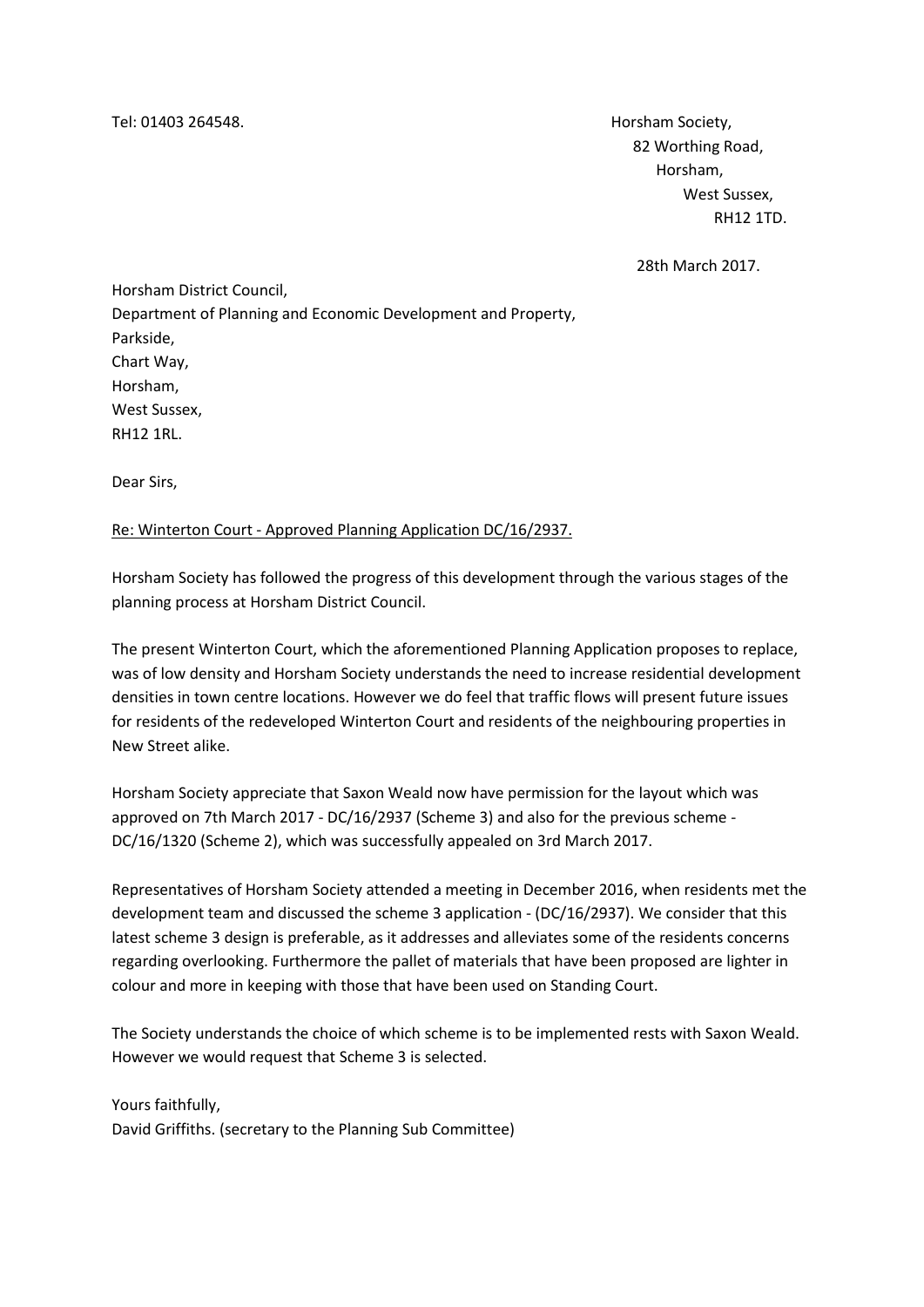Tel: 01403 264548.

Horsham Society,
82 Worthing Road,
Horsham,
West Sussex,
RH12 1TD.

28th March 2017.

Horsham District Council,
Department of Planning and Economic Development and Property,
Parkside,
Chart Way,
Horsham,
West Sussex,
RH12 1RL.

Dear Sirs,

Re: Winterton Court - Approved Planning Application DC/16/2937.

Horsham Society has followed the progress of this development through the various stages of the planning process at Horsham District Council.

The present Winterton Court, which the aforementioned Planning Application proposes to replace, was of low density and Horsham Society understands the need to increase residential development densities in town centre locations. However we do feel that traffic flows will present future issues for residents of the redeveloped Winterton Court and residents of the neighbouring properties in New Street alike.

Horsham Society appreciate that Saxon Weald now have permission for the layout which was approved on 7th March 2017 - DC/16/2937 (Scheme 3) and also for the previous scheme - DC/16/1320 (Scheme 2), which was successfully appealed on 3rd March 2017.

Representatives of Horsham Society attended a meeting in December 2016, when residents met the development team and discussed the scheme 3 application - (DC/16/2937). We consider that this latest scheme 3 design is preferable, as it addresses and alleviates some of the residents concerns regarding overlooking. Furthermore the pallet of materials that have been proposed are lighter in colour and more in keeping with those that have been used on Standing Court.

The Society understands the choice of which scheme is to be implemented rests with Saxon Weald. However we would request that Scheme 3 is selected.

Yours faithfully,
David Griffiths. (secretary to the Planning Sub Committee)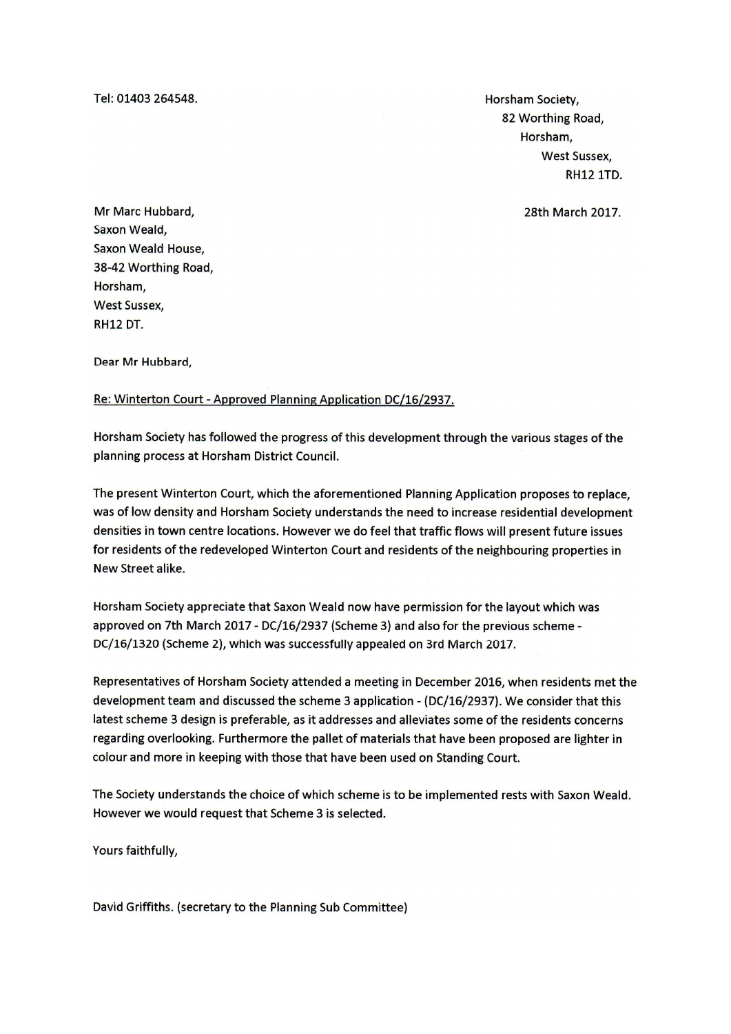Tel: 01403 264548.

Horsham Society,
82 Worthing Road,
Horsham,
West Sussex,
RH12 1TD.

28th March 2017.

Mr Marc Hubbard,
Saxon Weald,
Saxon Weald House,
38-42 Worthing Road,
Horsham,
West Sussex,
RH12 DT.

Dear Mr Hubbard,

Re: Winterton Court - Approved Planning Application DC/16/2937.

Horsham Society has followed the progress of this development through the various stages of the planning process at Horsham District Council.

The present Winterton Court, which the aforementioned Planning Application proposes to replace, was of low density and Horsham Society understands the need to increase residential development densities in town centre locations. However we do feel that traffic flows will present future issues for residents of the redeveloped Winterton Court and residents of the neighbouring properties in New Street alike.

Horsham Society appreciate that Saxon Weald now have permission for the layout which was approved on 7th March 2017 - DC/16/2937 (Scheme 3) and also for the previous scheme - DC/16/1320 (Scheme 2), which was successfully appealed on 3rd March 2017.

Representatives of Horsham Society attended a meeting in December 2016, when residents met the development team and discussed the scheme 3 application - (DC/16/2937). We consider that this latest scheme 3 design is preferable, as it addresses and alleviates some of the residents concerns regarding overlooking. Furthermore the pallet of materials that have been proposed are lighter in colour and more in keeping with those that have been used on Standing Court.

The Society understands the choice of which scheme is to be implemented rests with Saxon Weald. However we would request that Scheme 3 is selected.

Yours faithfully,

David Griffiths. (secretary to the Planning Sub Committee)